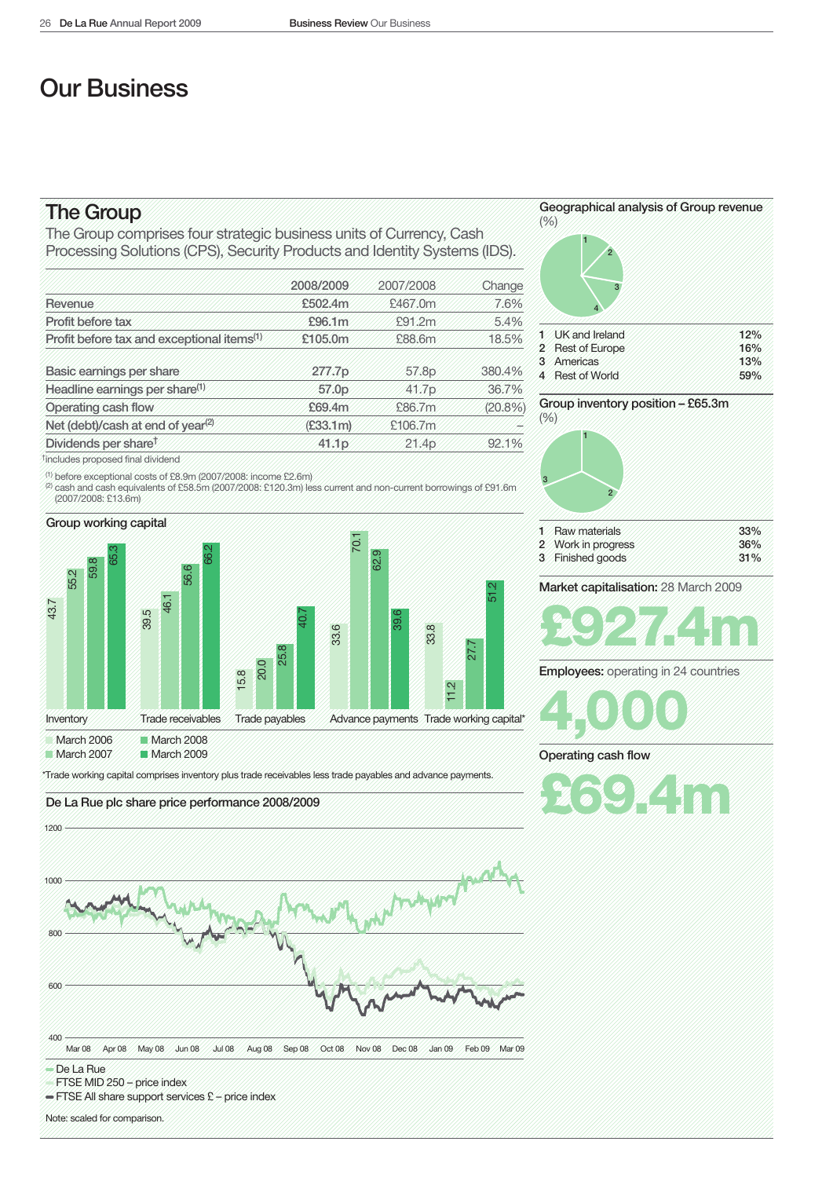# Our Business

## The Group

The Group comprises four strategic business units of Currency, Cash Processing Solutions (CPS), Security Products and Identity Systems (IDS).

| | 2008/2009 | 2007/2008 | Change |
|---|---|---|---|
| Revenue | £502.4m | £467.0m | 7.6% |
| Profit before tax | £96.1m | £91.2m | 5.4% |
| Profit before tax and exceptional items[1] | £105.0m | £88.6m | 18.5% |
| Basic earnings per share | 277.7p | 57.8p | 380.4% |
| Headline earnings per share[1] | 57.0p | 41.7p | 36.7% |
| Operating cash flow | £69.4m | £86.7m | (20.8%) |
| Net (debt)/cash at end of year[2] | (£33.1m) | £106.7m | – |
| Dividends per share† | 41.1p | 21.4p | 92.1% |

†includes proposed final dividend

[1] before exceptional costs of £8.9m (2007/2008: income £2.6m)
[2] cash and cash equivalents of £58.5m (2007/2008: £120.3m) less current and non-current borrowings of £91.6m (2007/2008: £13.6m)

### Group working capital

| | March 2006 | March 2007 | March 2008 | March 2009 |
|---|---|---|---|---|
| Inventory | 43.7 | 55.2 | 59.8 | 65.3 |
| Trade receivables | 39.5 | 46.1 | 56.6 | 66.2 |
| Trade payables | 15.8 | 20.0 | 25.8 | 40.7 |
| Advance payments | 33.6 | 70.1 | 62.9 | 39.6 |
| Trade working capital* | 33.8 | 11.2 | 27.7 | 51.2 |

*Trade working capital comprises inventory plus trade receivables less trade payables and advance payments.

### De La Rue plc share price performance 2008/2009

- De La Rue
- FTSE MID 250 – price index
- FTSE All share support services £ – price index

Note: scaled for comparison.

### Geographical analysis of Group revenue (%)

| | | |
|---|---|---|
| 1 | UK and Ireland | 12% |
| 2 | Rest of Europe | 16% |
| 3 | Americas | 13% |
| 4 | Rest of World | 59% |

### Group inventory position – £65.3m (%)

| | | |
|---|---|---|
| 1 | Raw materials | 33% |
| 2 | Work in progress | 36% |
| 3 | Finished goods | 31% |

**Market capitalisation:** 28 March 2009

**£927.4m**

**Employees:** operating in 24 countries

**4,000**

**Operating cash flow**

**£69.4m**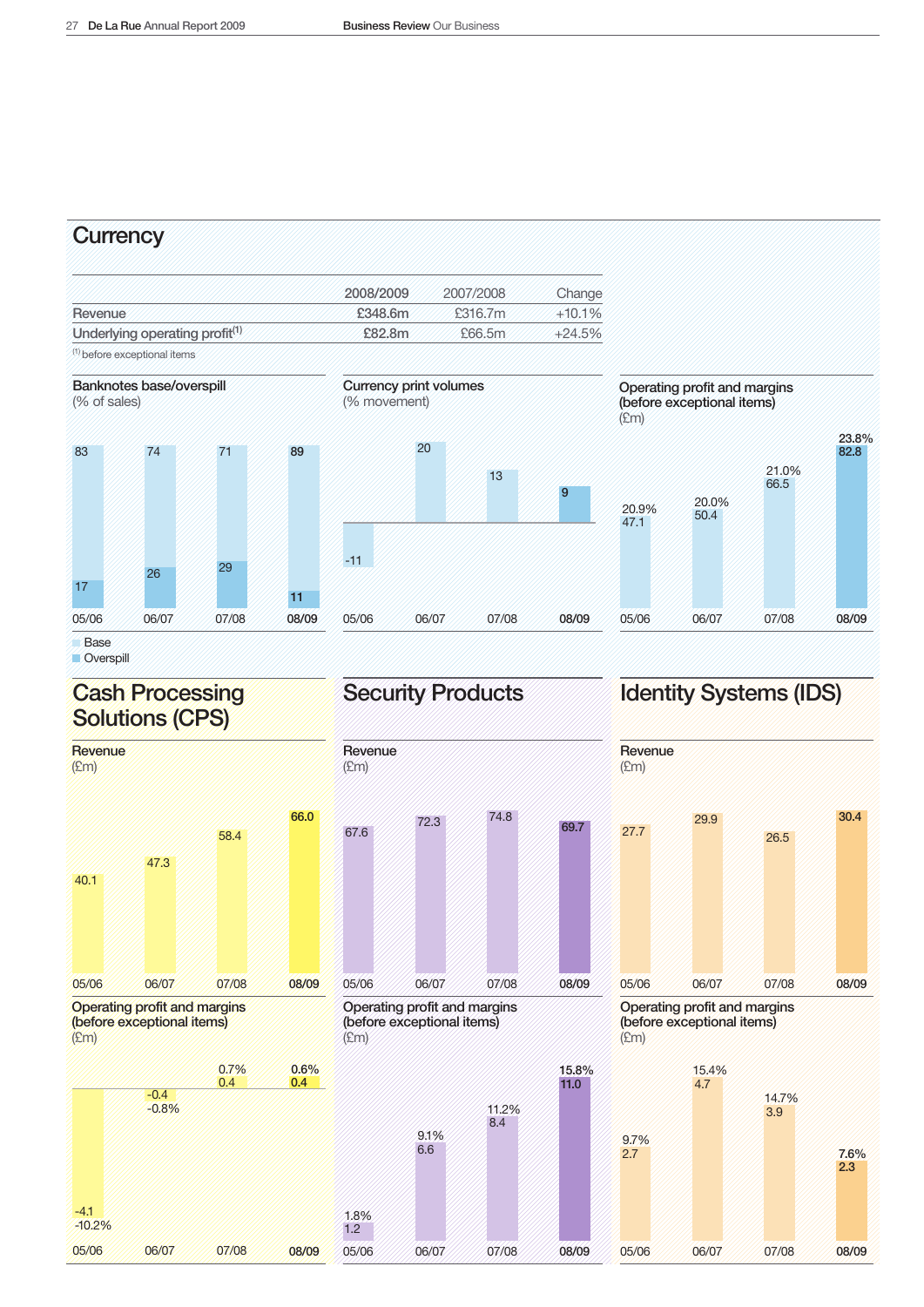## Currency

| | 2008/2009 | 2007/2008 | Change |
|---|---|---|---|
| Revenue | £348.6m | £316.7m | +10.1% |
| Underlying operating profit[1] | £82.8m | £66.5m | +24.5% |

[1] before exceptional items

### Banknotes base/overspill (% of sales)

| | 05/06 | 06/07 | 07/08 | 08/09 |
|---|---|---|---|---|
| Base | 83 | 74 | 71 | 89 |
| Overspill | 17 | 26 | 29 | 11 |

### Currency print volumes (% movement)

| 05/06 | 06/07 | 07/08 | 08/09 |
|---|---|---|---|
| -11 | 20 | 13 | 9 |

### Operating profit and margins (before exceptional items) (£m)

| | 05/06 | 06/07 | 07/08 | 08/09 |
|---|---|---|---|---|
| Operating profit | 47.1 | 50.4 | 66.5 | 82.8 |
| Margin | 20.9% | 20.0% | 21.0% | 23.8% |

## Cash Processing Solutions (CPS)

### Revenue (£m)

| 05/06 | 06/07 | 07/08 | 08/09 |
|---|---|---|---|
| 40.1 | 47.3 | 58.4 | 66.0 |

### Operating profit and margins (before exceptional items) (£m)

| | 05/06 | 06/07 | 07/08 | 08/09 |
|---|---|---|---|---|
| Operating profit | -4.1 | -0.4 | 0.4 | 0.4 |
| Margin | -10.2% | -0.8% | 0.7% | 0.6% |

## Security Products

### Revenue (£m)

| 05/06 | 06/07 | 07/08 | 08/09 |
|---|---|---|---|
| 67.6 | 72.3 | 74.8 | 69.7 |

### Operating profit and margins (before exceptional items) (£m)

| | 05/06 | 06/07 | 07/08 | 08/09 |
|---|---|---|---|---|
| Operating profit | 1.2 | 6.6 | 8.4 | 11.0 |
| Margin | 1.8% | 9.1% | 11.2% | 15.8% |

## Identity Systems (IDS)

### Revenue (£m)

| 05/06 | 06/07 | 07/08 | 08/09 |
|---|---|---|---|
| 27.7 | 29.9 | 26.5 | 30.4 |

### Operating profit and margins (before exceptional items) (£m)

| | 05/06 | 06/07 | 07/08 | 08/09 |
|---|---|---|---|---|
| Operating profit | 2.7 | 4.7 | 3.9 | 2.3 |
| Margin | 9.7% | 15.4% | 14.7% | 7.6% |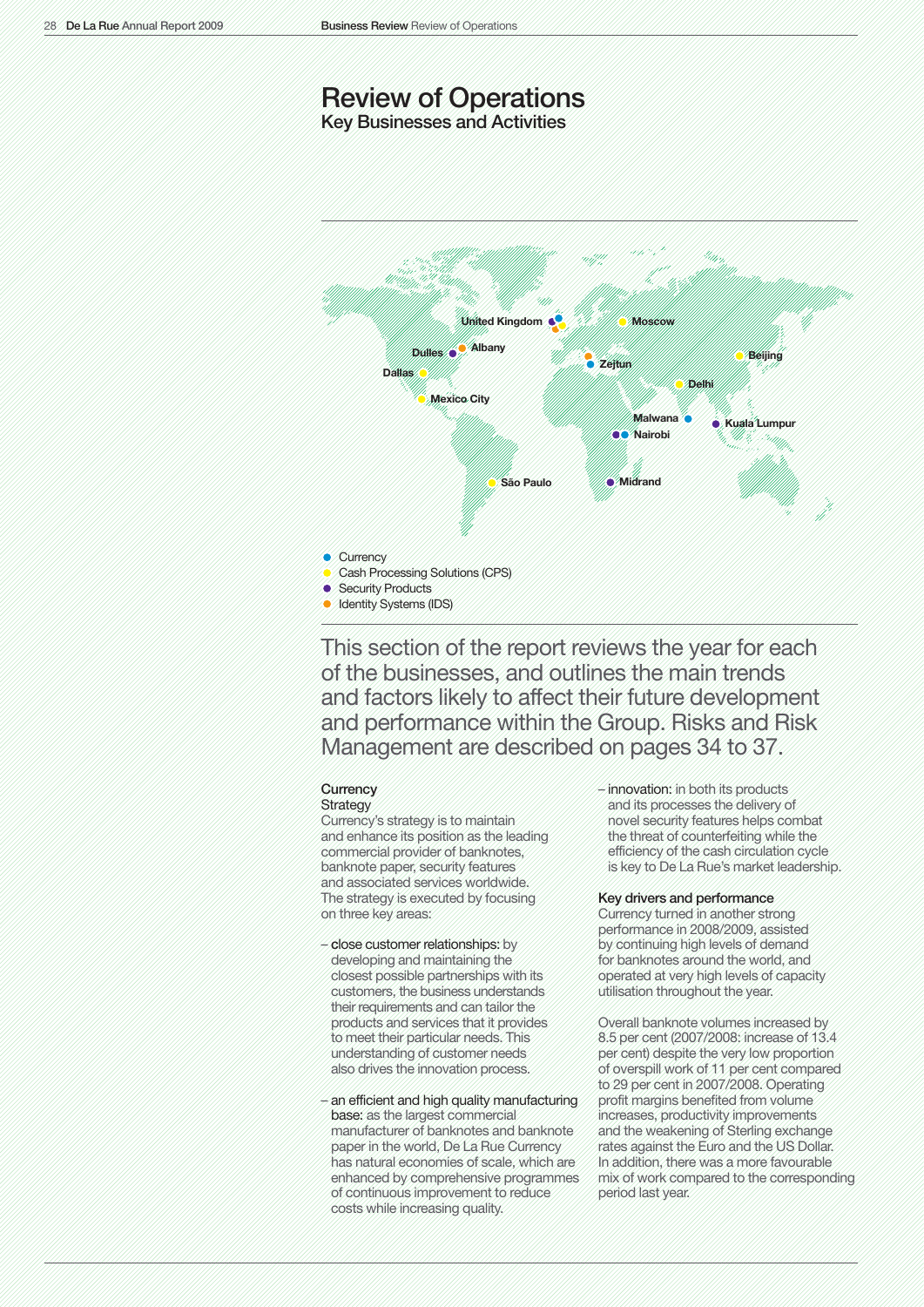# Review of Operations

## Key Businesses and Activities

United Kingdom
Dulles
Albany
Dallas
Mexico City
São Paulo
Moscow
Zejtun
Delhi
Beijing
Malwana
Nairobi
Kuala Lumpur
Midrand

- Currency
- Cash Processing Solutions (CPS)
- Security Products
- Identity Systems (IDS)

This section of the report reviews the year for each of the businesses, and outlines the main trends and factors likely to affect their future development and performance within the Group. Risks and Risk Management are described on pages 34 to 37.

### Currency

#### Strategy

Currency's strategy is to maintain and enhance its position as the leading commercial provider of banknotes, banknote paper, security features and associated services worldwide. The strategy is executed by focusing on three key areas:

- close customer relationships: by developing and maintaining the closest possible partnerships with its customers, the business understands their requirements and can tailor the products and services that it provides to meet their particular needs. This understanding of customer needs also drives the innovation process.
- an efficient and high quality manufacturing base: as the largest commercial manufacturer of banknotes and banknote paper in the world, De La Rue Currency has natural economies of scale, which are enhanced by comprehensive programmes of continuous improvement to reduce costs while increasing quality.
- innovation: in both its products and its processes the delivery of novel security features helps combat the threat of counterfeiting while the efficiency of the cash circulation cycle is key to De La Rue's market leadership.

#### Key drivers and performance

Currency turned in another strong performance in 2008/2009, assisted by continuing high levels of demand for banknotes around the world, and operated at very high levels of capacity utilisation throughout the year.

Overall banknote volumes increased by 8.5 per cent (2007/2008: increase of 13.4 per cent) despite the very low proportion of overspill work of 11 per cent compared to 29 per cent in 2007/2008. Operating profit margins benefited from volume increases, productivity improvements and the weakening of Sterling exchange rates against the Euro and the US Dollar. In addition, there was a more favourable mix of work compared to the corresponding period last year.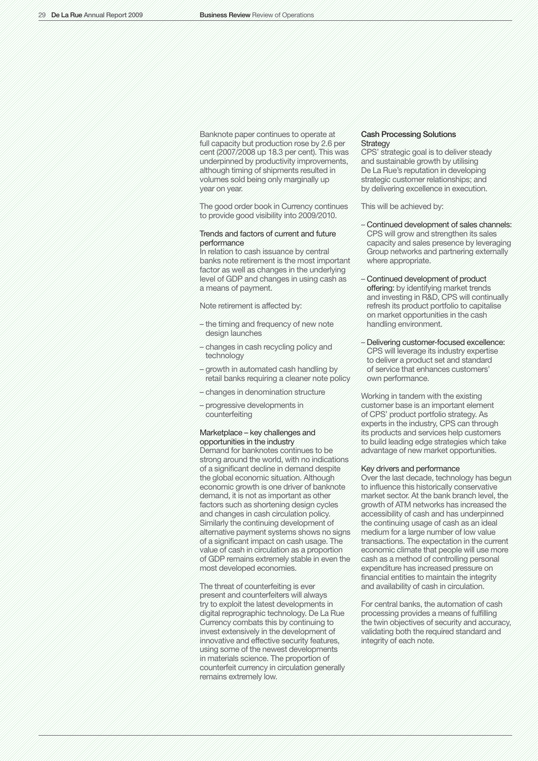Banknote paper continues to operate at full capacity but production rose by 2.6 per cent (2007/2008 up 18.3 per cent). This was underpinned by productivity improvements, although timing of shipments resulted in volumes sold being only marginally up year on year.

The good order book in Currency continues to provide good visibility into 2009/2010.

### Trends and factors of current and future performance

In relation to cash issuance by central banks note retirement is the most important factor as well as changes in the underlying level of GDP and changes in using cash as a means of payment.

Note retirement is affected by:

- the timing and frequency of new note design launches
- changes in cash recycling policy and technology
- growth in automated cash handling by retail banks requiring a cleaner note policy
- changes in denomination structure
- progressive developments in counterfeiting

### Marketplace – key challenges and opportunities in the industry

Demand for banknotes continues to be strong around the world, with no indications of a significant decline in demand despite the global economic situation. Although economic growth is one driver of banknote demand, it is not as important as other factors such as shortening design cycles and changes in cash circulation policy. Similarly the continuing development of alternative payment systems shows no signs of a significant impact on cash usage. The value of cash in circulation as a proportion of GDP remains extremely stable in even the most developed economies.

The threat of counterfeiting is ever present and counterfeiters will always try to exploit the latest developments in digital reprographic technology. De La Rue Currency combats this by continuing to invest extensively in the development of innovative and effective security features, using some of the newest developments in materials science. The proportion of counterfeit currency in circulation generally remains extremely low.

## Cash Processing Solutions

### Strategy

CPS' strategic goal is to deliver steady and sustainable growth by utilising De La Rue's reputation in developing strategic customer relationships; and by delivering excellence in execution.

This will be achieved by:

- Continued development of sales channels: CPS will grow and strengthen its sales capacity and sales presence by leveraging Group networks and partnering externally where appropriate.
- Continued development of product offering: by identifying market trends and investing in R&D, CPS will continually refresh its product portfolio to capitalise on market opportunities in the cash handling environment.
- Delivering customer-focused excellence: CPS will leverage its industry expertise to deliver a product set and standard of service that enhances customers' own performance.

Working in tandem with the existing customer base is an important element of CPS' product portfolio strategy. As experts in the industry, CPS can through its products and services help customers to build leading edge strategies which take advantage of new market opportunities.

### Key drivers and performance

Over the last decade, technology has begun to influence this historically conservative market sector. At the bank branch level, the growth of ATM networks has increased the accessibility of cash and has underpinned the continuing usage of cash as an ideal medium for a large number of low value transactions. The expectation in the current economic climate that people will use more cash as a method of controlling personal expenditure has increased pressure on financial entities to maintain the integrity and availability of cash in circulation.

For central banks, the automation of cash processing provides a means of fulfilling the twin objectives of security and accuracy, validating both the required standard and integrity of each note.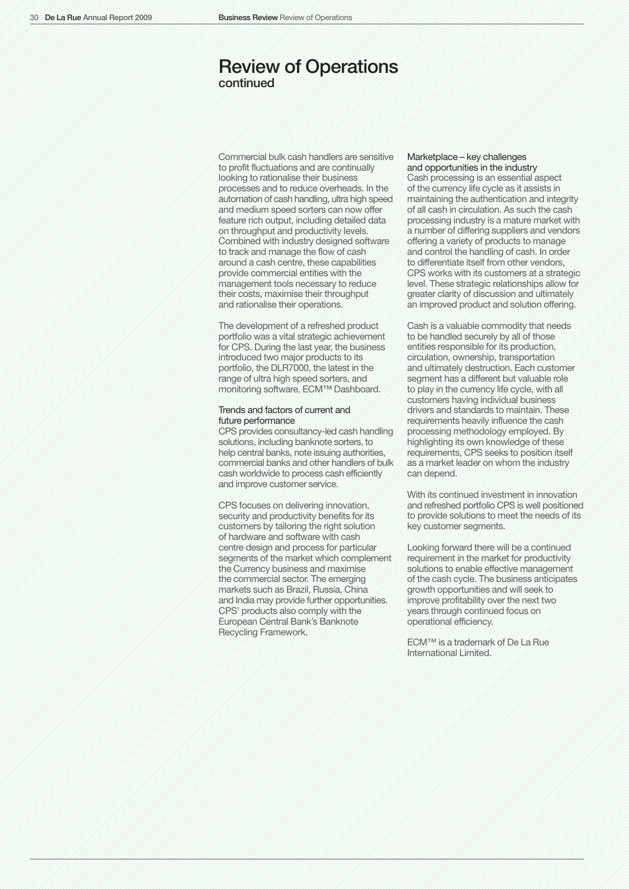# Review of Operations
continued

Commercial bulk cash handlers are sensitive to profit fluctuations and are continually looking to rationalise their business processes and to reduce overheads. In the automation of cash handling, ultra high speed and medium speed sorters can now offer feature rich output, including detailed data on throughput and productivity levels. Combined with industry designed software to track and manage the flow of cash around a cash centre, these capabilities provide commercial entities with the management tools necessary to reduce their costs, maximise their throughput and rationalise their operations.

The development of a refreshed product portfolio was a vital strategic achievement for CPS. During the last year, the business introduced two major products to its portfolio, the DLR7000, the latest in the range of ultra high speed sorters, and monitoring software, ECM™ Dashboard.

### Trends and factors of current and future performance

CPS provides consultancy-led cash handling solutions, including banknote sorters, to help central banks, note issuing authorities, commercial banks and other handlers of bulk cash worldwide to process cash efficiently and improve customer service.

CPS focuses on delivering innovation, security and productivity benefits for its customers by tailoring the right solution of hardware and software with cash centre design and process for particular segments of the market which complement the Currency business and maximise the commercial sector. The emerging markets such as Brazil, Russia, China and India may provide further opportunities. CPS' products also comply with the European Central Bank's Banknote Recycling Framework.

### Marketplace – key challenges and opportunities in the industry

Cash processing is an essential aspect of the currency life cycle as it assists in maintaining the authentication and integrity of all cash in circulation. As such the cash processing industry is a mature market with a number of differing suppliers and vendors offering a variety of products to manage and control the handling of cash. In order to differentiate itself from other vendors, CPS works with its customers at a strategic level. These strategic relationships allow for greater clarity of discussion and ultimately an improved product and solution offering.

Cash is a valuable commodity that needs to be handled securely by all of those entities responsible for its production, circulation, ownership, transportation and ultimately destruction. Each customer segment has a different but valuable role to play in the currency life cycle, with all customers having individual business drivers and standards to maintain. These requirements heavily influence the cash processing methodology employed. By highlighting its own knowledge of these requirements, CPS seeks to position itself as a market leader on whom the industry can depend.

With its continued investment in innovation and refreshed portfolio CPS is well positioned to provide solutions to meet the needs of its key customer segments.

Looking forward there will be a continued requirement in the market for productivity solutions to enable effective management of the cash cycle. The business anticipates growth opportunities and will seek to improve profitability over the next two years through continued focus on operational efficiency.

ECM™ is a trademark of De La Rue International Limited.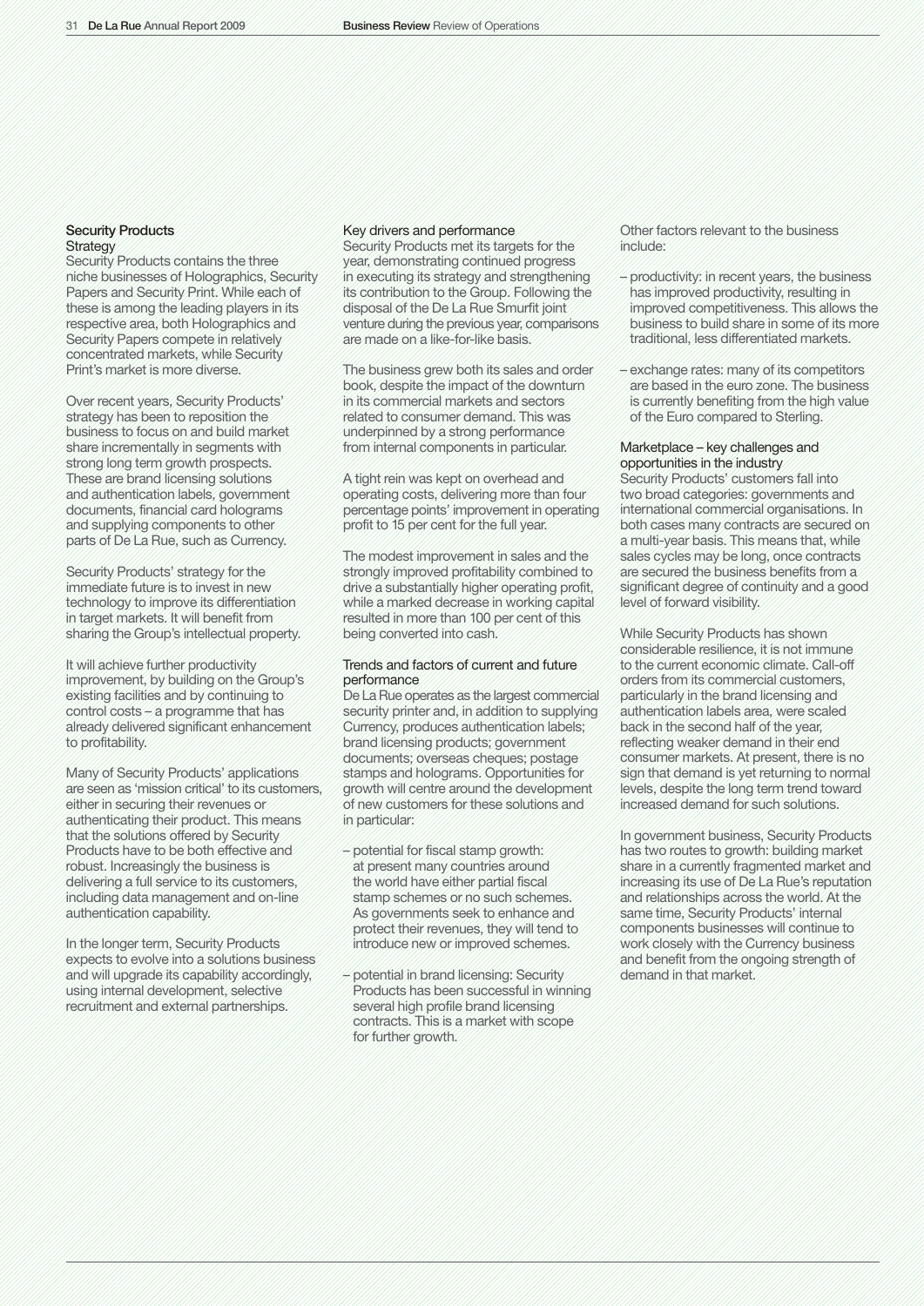## Security Products

### Strategy

Security Products contains the three niche businesses of Holographics, Security Papers and Security Print. While each of these is among the leading players in its respective area, both Holographics and Security Papers compete in relatively concentrated markets, while Security Print's market is more diverse.

Over recent years, Security Products' strategy has been to reposition the business to focus on and build market share incrementally in segments with strong long term growth prospects. These are brand licensing solutions and authentication labels, government documents, financial card holograms and supplying components to other parts of De La Rue, such as Currency.

Security Products' strategy for the immediate future is to invest in new technology to improve its differentiation in target markets. It will benefit from sharing the Group's intellectual property.

It will achieve further productivity improvement, by building on the Group's existing facilities and by continuing to control costs – a programme that has already delivered significant enhancement to profitability.

Many of Security Products' applications are seen as 'mission critical' to its customers, either in securing their revenues or authenticating their product. This means that the solutions offered by Security Products have to be both effective and robust. Increasingly the business is delivering a full service to its customers, including data management and on-line authentication capability.

In the longer term, Security Products expects to evolve into a solutions business and will upgrade its capability accordingly, using internal development, selective recruitment and external partnerships.

### Key drivers and performance

Security Products met its targets for the year, demonstrating continued progress in executing its strategy and strengthening its contribution to the Group. Following the disposal of the De La Rue Smurfit joint venture during the previous year, comparisons are made on a like-for-like basis.

The business grew both its sales and order book, despite the impact of the downturn in its commercial markets and sectors related to consumer demand. This was underpinned by a strong performance from internal components in particular.

A tight rein was kept on overhead and operating costs, delivering more than four percentage points' improvement in operating profit to 15 per cent for the full year.

The modest improvement in sales and the strongly improved profitability combined to drive a substantially higher operating profit, while a marked decrease in working capital resulted in more than 100 per cent of this being converted into cash.

### Trends and factors of current and future performance

De La Rue operates as the largest commercial security printer and, in addition to supplying Currency, produces authentication labels; brand licensing products; government documents; overseas cheques; postage stamps and holograms. Opportunities for growth will centre around the development of new customers for these solutions and in particular:

- potential for fiscal stamp growth: at present many countries around the world have either partial fiscal stamp schemes or no such schemes. As governments seek to enhance and protect their revenues, they will tend to introduce new or improved schemes.
- potential in brand licensing: Security Products has been successful in winning several high profile brand licensing contracts. This is a market with scope for further growth.

Other factors relevant to the business include:

- productivity: in recent years, the business has improved productivity, resulting in improved competitiveness. This allows the business to build share in some of its more traditional, less differentiated markets.
- exchange rates: many of its competitors are based in the euro zone. The business is currently benefiting from the high value of the Euro compared to Sterling.

### Marketplace – key challenges and opportunities in the industry

Security Products' customers fall into two broad categories: governments and international commercial organisations. In both cases many contracts are secured on a multi-year basis. This means that, while sales cycles may be long, once contracts are secured the business benefits from a significant degree of continuity and a good level of forward visibility.

While Security Products has shown considerable resilience, it is not immune to the current economic climate. Call-off orders from its commercial customers, particularly in the brand licensing and authentication labels area, were scaled back in the second half of the year, reflecting weaker demand in their end consumer markets. At present, there is no sign that demand is yet returning to normal levels, despite the long term trend toward increased demand for such solutions.

In government business, Security Products has two routes to growth: building market share in a currently fragmented market and increasing its use of De La Rue's reputation and relationships across the world. At the same time, Security Products' internal components businesses will continue to work closely with the Currency business and benefit from the ongoing strength of demand in that market.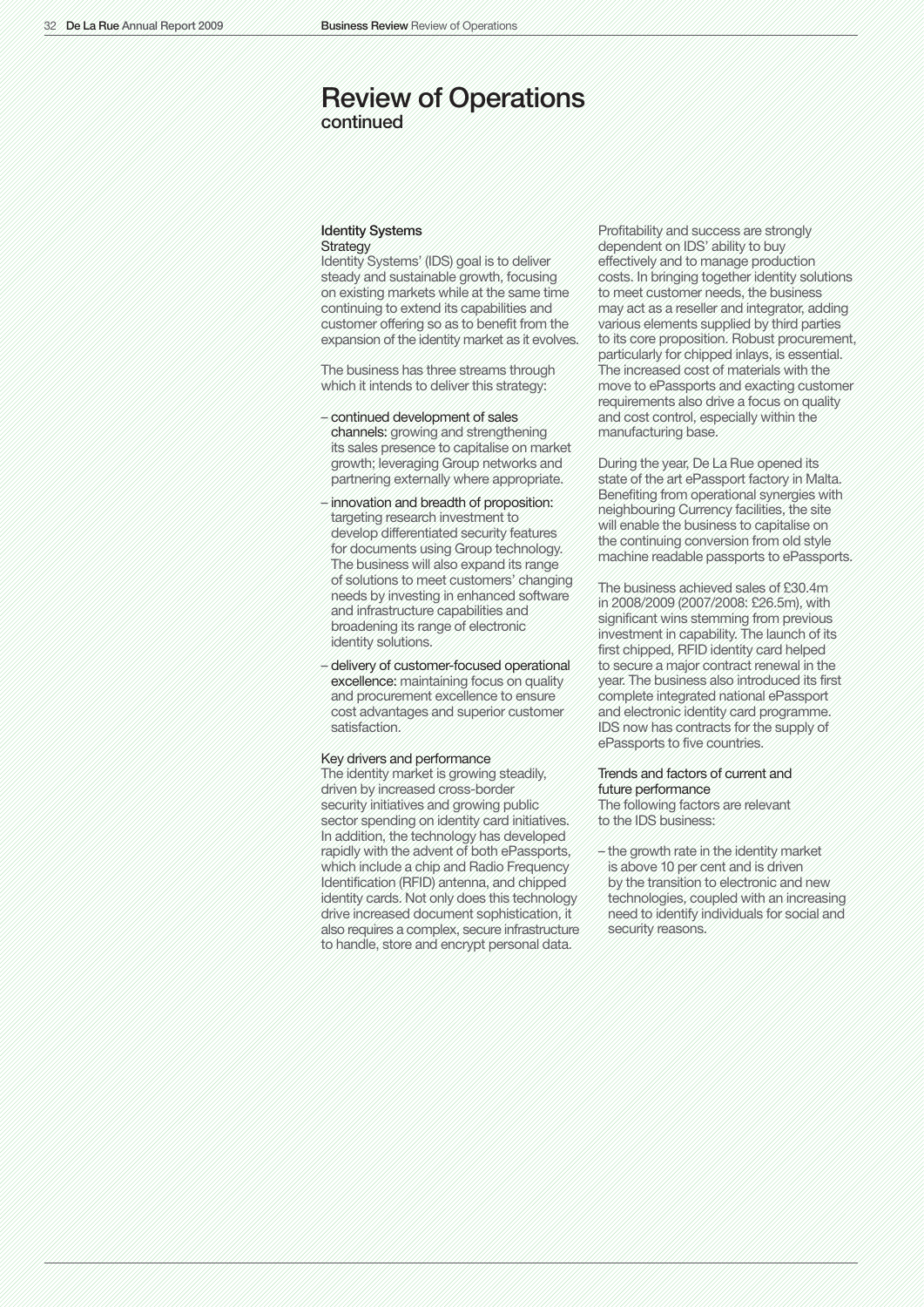# Review of Operations
continued

## Identity Systems

### Strategy

Identity Systems' (IDS) goal is to deliver steady and sustainable growth, focusing on existing markets while at the same time continuing to extend its capabilities and customer offering so as to benefit from the expansion of the identity market as it evolves.

The business has three streams through which it intends to deliver this strategy:

- continued development of sales channels: growing and strengthening its sales presence to capitalise on market growth; leveraging Group networks and partnering externally where appropriate.
- innovation and breadth of proposition: targeting research investment to develop differentiated security features for documents using Group technology. The business will also expand its range of solutions to meet customers' changing needs by investing in enhanced software and infrastructure capabilities and broadening its range of electronic identity solutions.
- delivery of customer-focused operational excellence: maintaining focus on quality and procurement excellence to ensure cost advantages and superior customer satisfaction.

### Key drivers and performance

The identity market is growing steadily, driven by increased cross-border security initiatives and growing public sector spending on identity card initiatives. In addition, the technology has developed rapidly with the advent of both ePassports, which include a chip and Radio Frequency Identification (RFID) antenna, and chipped identity cards. Not only does this technology drive increased document sophistication, it also requires a complex, secure infrastructure to handle, store and encrypt personal data.

Profitability and success are strongly dependent on IDS' ability to buy effectively and to manage production costs. In bringing together identity solutions to meet customer needs, the business may act as a reseller and integrator, adding various elements supplied by third parties to its core proposition. Robust procurement, particularly for chipped inlays, is essential. The increased cost of materials with the move to ePassports and exacting customer requirements also drive a focus on quality and cost control, especially within the manufacturing base.

During the year, De La Rue opened its state of the art ePassport factory in Malta. Benefiting from operational synergies with neighbouring Currency facilities, the site will enable the business to capitalise on the continuing conversion from old style machine readable passports to ePassports.

The business achieved sales of £30.4m in 2008/2009 (2007/2008: £26.5m), with significant wins stemming from previous investment in capability. The launch of its first chipped, RFID identity card helped to secure a major contract renewal in the year. The business also introduced its first complete integrated national ePassport and electronic identity card programme. IDS now has contracts for the supply of ePassports to five countries.

### Trends and factors of current and future performance

The following factors are relevant to the IDS business:

- the growth rate in the identity market is above 10 per cent and is driven by the transition to electronic and new technologies, coupled with an increasing need to identify individuals for social and security reasons.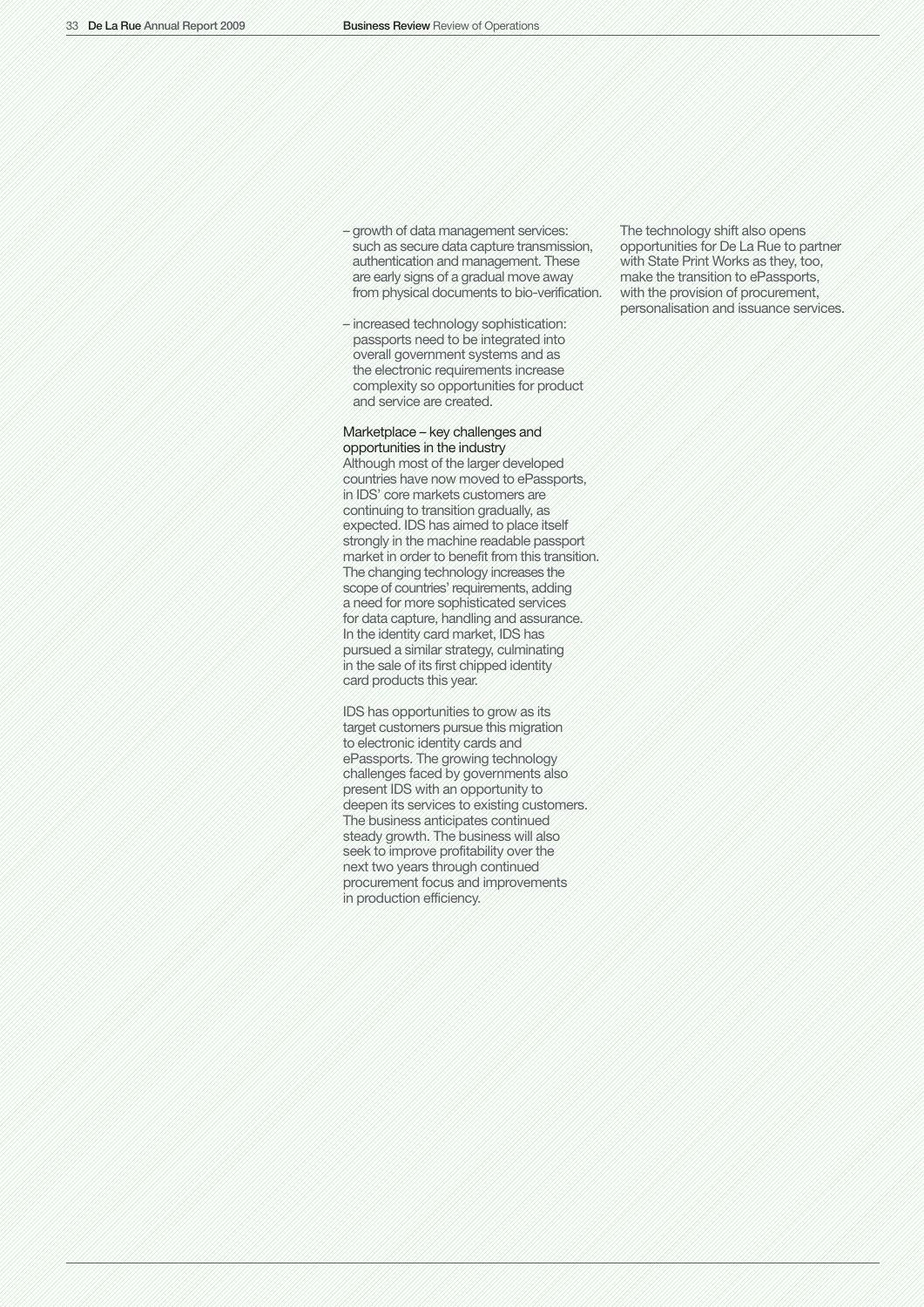– growth of data management services: such as secure data capture transmission, authentication and management. These are early signs of a gradual move away from physical documents to bio-verification.

– increased technology sophistication: passports need to be integrated into overall government systems and as the electronic requirements increase complexity so opportunities for product and service are created.

### Marketplace – key challenges and opportunities in the industry

Although most of the larger developed countries have now moved to ePassports, in IDS' core markets customers are continuing to transition gradually, as expected. IDS has aimed to place itself strongly in the machine readable passport market in order to benefit from this transition. The changing technology increases the scope of countries' requirements, adding a need for more sophisticated services for data capture, handling and assurance. In the identity card market, IDS has pursued a similar strategy, culminating in the sale of its first chipped identity card products this year.

IDS has opportunities to grow as its target customers pursue this migration to electronic identity cards and ePassports. The growing technology challenges faced by governments also present IDS with an opportunity to deepen its services to existing customers. The business anticipates continued steady growth. The business will also seek to improve profitability over the next two years through continued procurement focus and improvements in production efficiency.

The technology shift also opens opportunities for De La Rue to partner with State Print Works as they, too, make the transition to ePassports, with the provision of procurement, personalisation and issuance services.